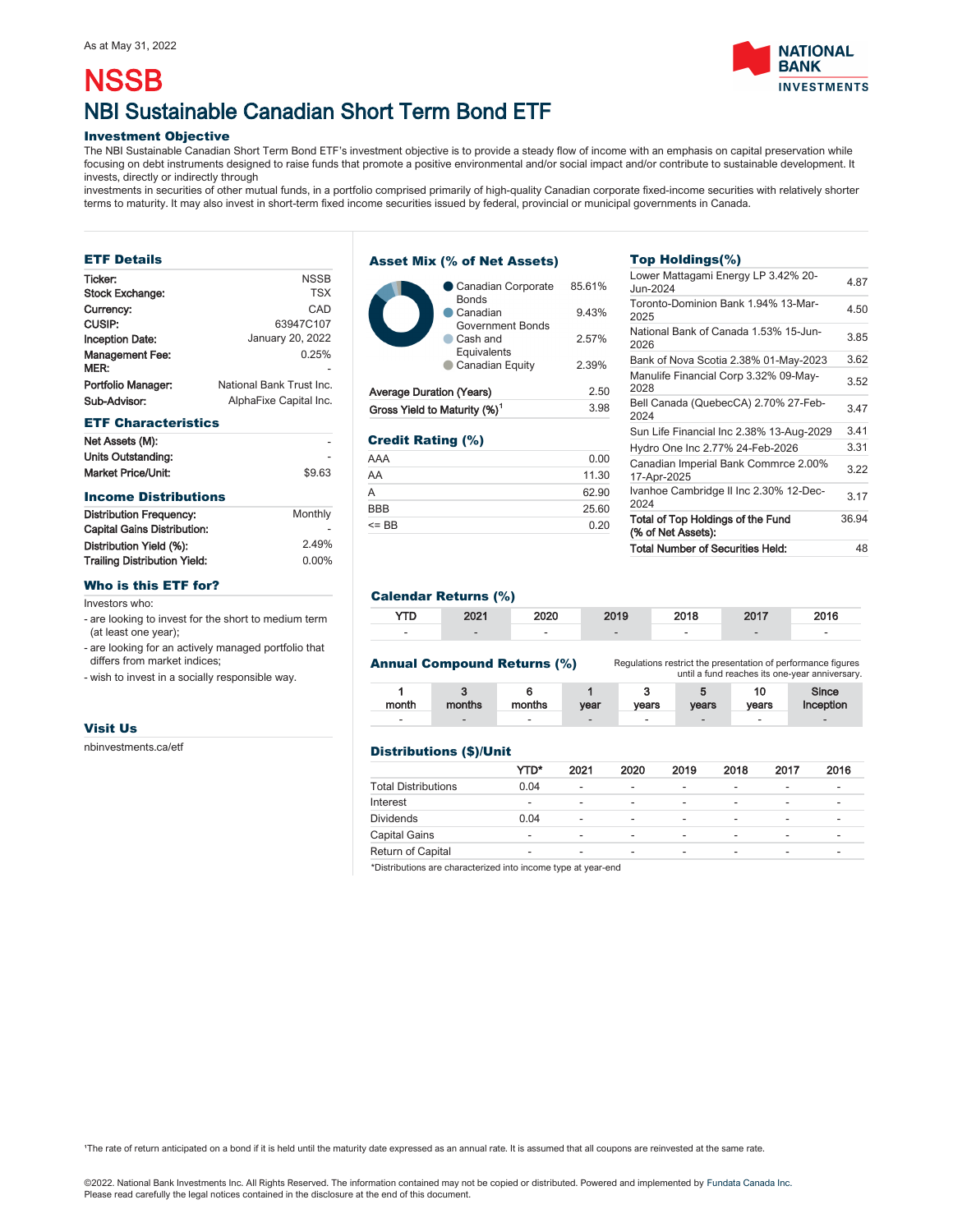As at May 31, 2022

# NSSB

## NBI Sustainable Canadian Short Term Bond ETF

### Investment Objective

The NBI Sustainable Canadian Short Term Bond ETF's investment objective is to provide a steady flow of income with an emphasis on capital preservation while focusing on debt instruments designed to raise funds that promote a positive environmental and/or social impact and/or contribute to sustainable development. It invests, directly or indirectly through
investments in securities of other mutual funds, in a portfolio comprised primarily of high-quality Canadian corporate fixed-income securities with relatively shorter terms to maturity. It may also invest in short-term fixed income securities issued by federal, provincial or municipal governments in Canada.

### ETF Details

| | |
|---|---|
| Ticker: | NSSB |
| Stock Exchange: | TSX |
| Currency: | CAD |
| CUSIP: | 63947C107 |
| Inception Date: | January 20, 2022 |
| Management Fee: | 0.25% |
| MER: | - |
| Portfolio Manager: | National Bank Trust Inc. |
| Sub-Advisor: | AlphaFixe Capital Inc. |

### ETF Characteristics

| | |
|---|---|
| Net Assets (M): | - |
| Units Outstanding: | - |
| Market Price/Unit: | $9.63 |

### Income Distributions

| | |
|---|---|
| Distribution Frequency: | Monthly |
| Capital Gains Distribution: | - |
| Distribution Yield (%): | 2.49% |
| Trailing Distribution Yield: | 0.00% |

### Who is this ETF for?

Investors who:

- are looking to invest for the short to medium term (at least one year);
- are looking for an actively managed portfolio that differs from market indices;
- wish to invest in a socially responsible way.

### Visit Us

nbinvestments.ca/etf

### Asset Mix (% of Net Assets)

| | |
|---|---|
| Canadian Corporate Bonds | 85.61% |
| Canadian Government Bonds | 9.43% |
| Cash and Equivalents | 2.57% |
| Canadian Equity | 2.39% |

| | |
|---|---|
| Average Duration (Years) | 2.50 |
| Gross Yield to Maturity (%)[1] | 3.98 |

### Credit Rating (%)

| | |
|---|---|
| AAA | 0.00 |
| AA | 11.30 |
| A | 62.90 |
| BBB | 25.60 |
| <= BB | 0.20 |

### Top Holdings(%)

| | |
|---|---|
| Lower Mattagami Energy LP 3.42% 20-Jun-2024 | 4.87 |
| Toronto-Dominion Bank 1.94% 13-Mar-2025 | 4.50 |
| National Bank of Canada 1.53% 15-Jun-2026 | 3.85 |
| Bank of Nova Scotia 2.38% 01-May-2023 | 3.62 |
| Manulife Financial Corp 3.32% 09-May-2028 | 3.52 |
| Bell Canada (QuebecCA) 2.70% 27-Feb-2024 | 3.47 |
| Sun Life Financial Inc 2.38% 13-Aug-2029 | 3.41 |
| Hydro One Inc 2.77% 24-Feb-2026 | 3.31 |
| Canadian Imperial Bank Commrce 2.00% 17-Apr-2025 | 3.22 |
| Ivanhoe Cambridge II Inc 2.30% 12-Dec-2024 | 3.17 |
| **Total of Top Holdings of the Fund (% of Net Assets):** | 36.94 |
| **Total Number of Securities Held:** | 48 |

### Calendar Returns (%)

| YTD | 2021 | 2020 | 2019 | 2018 | 2017 | 2016 |
|---|---|---|---|---|---|---|
| - | - | - | - | - | - | - |

### Annual Compound Returns (%)

Regulations restrict the presentation of performance figures until a fund reaches its one-year anniversary.

| 1 month | 3 months | 6 months | 1 year | 3 years | 5 years | 10 years | Since Inception |
|---|---|---|---|---|---|---|---|
| - | - | - | - | - | - | - | - |

### Distributions ($)/Unit

| | YTD* | 2021 | 2020 | 2019 | 2018 | 2017 | 2016 |
|---|---|---|---|---|---|---|---|
| Total Distributions | 0.04 | - | - | - | - | - | - |
| Interest | - | - | - | - | - | - | - |
| Dividends | 0.04 | - | - | - | - | - | - |
| Capital Gains | - | - | - | - | - | - | - |
| Return of Capital | - | - | - | - | - | - | - |

*Distributions are characterized into income type at year-end

[1]The rate of return anticipated on a bond if it is held until the maturity date expressed as an annual rate. It is assumed that all coupons are reinvested at the same rate.

©2022. National Bank Investments Inc. All Rights Reserved. The information contained may not be copied or distributed. Powered and implemented by Fundata Canada Inc.
Please read carefully the legal notices contained in the disclosure at the end of this document.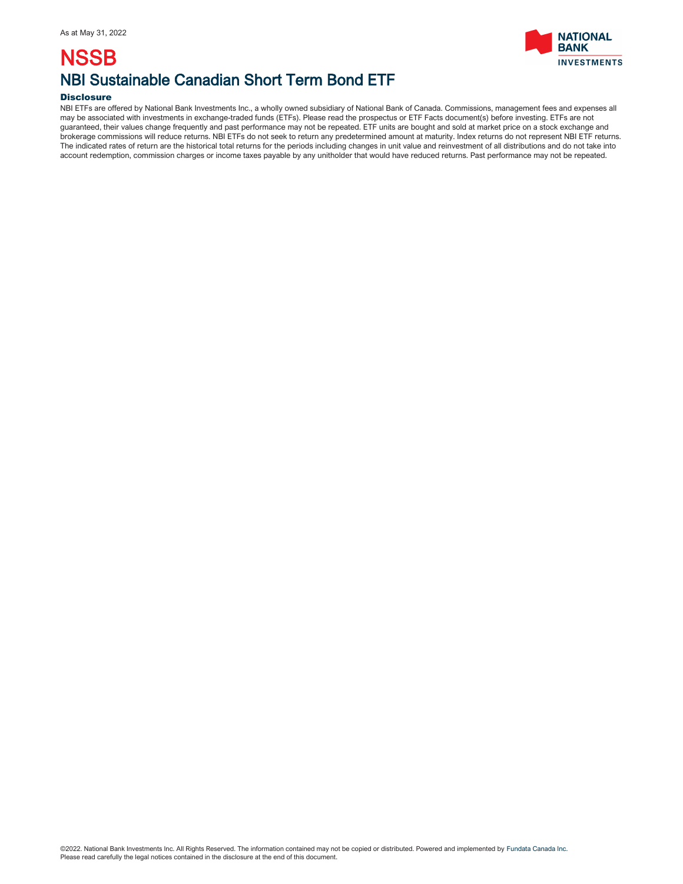As at May 31, 2022

# NSSB

## NBI Sustainable Canadian Short Term Bond ETF

### Disclosure

NBI ETFs are offered by National Bank Investments Inc., a wholly owned subsidiary of National Bank of Canada. Commissions, management fees and expenses all may be associated with investments in exchange-traded funds (ETFs). Please read the prospectus or ETF Facts document(s) before investing. ETFs are not guaranteed, their values change frequently and past performance may not be repeated. ETF units are bought and sold at market price on a stock exchange and brokerage commissions will reduce returns. NBI ETFs do not seek to return any predetermined amount at maturity. Index returns do not represent NBI ETF returns. The indicated rates of return are the historical total returns for the periods including changes in unit value and reinvestment of all distributions and do not take into account redemption, commission charges or income taxes payable by any unitholder that would have reduced returns. Past performance may not be repeated.

©2022. National Bank Investments Inc. All Rights Reserved. The information contained may not be copied or distributed. Powered and implemented by Fundata Canada Inc.
Please read carefully the legal notices contained in the disclosure at the end of this document.